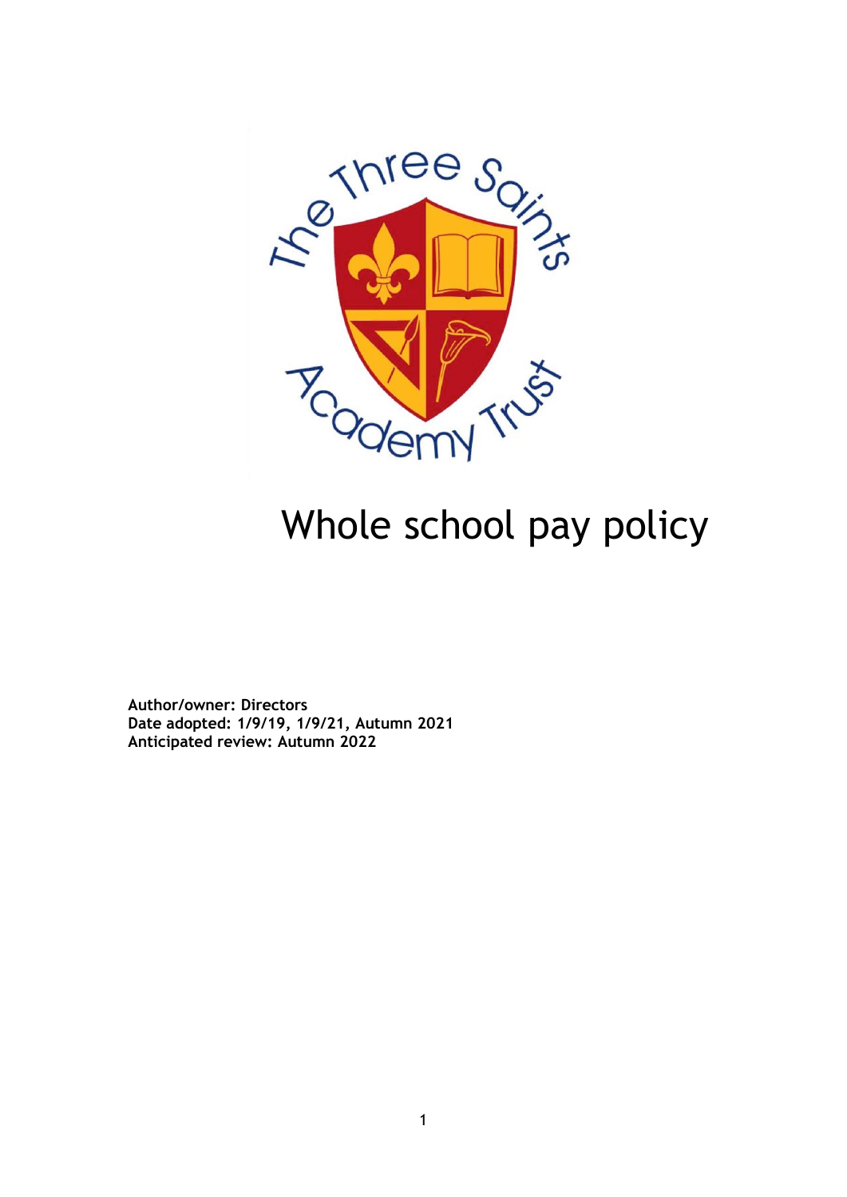# Whole school pay policy

**Author/owner: Directors**
**Date adopted: 1/9/19, 1/9/21, Autumn 2021**
**Anticipated review: Autumn 2022**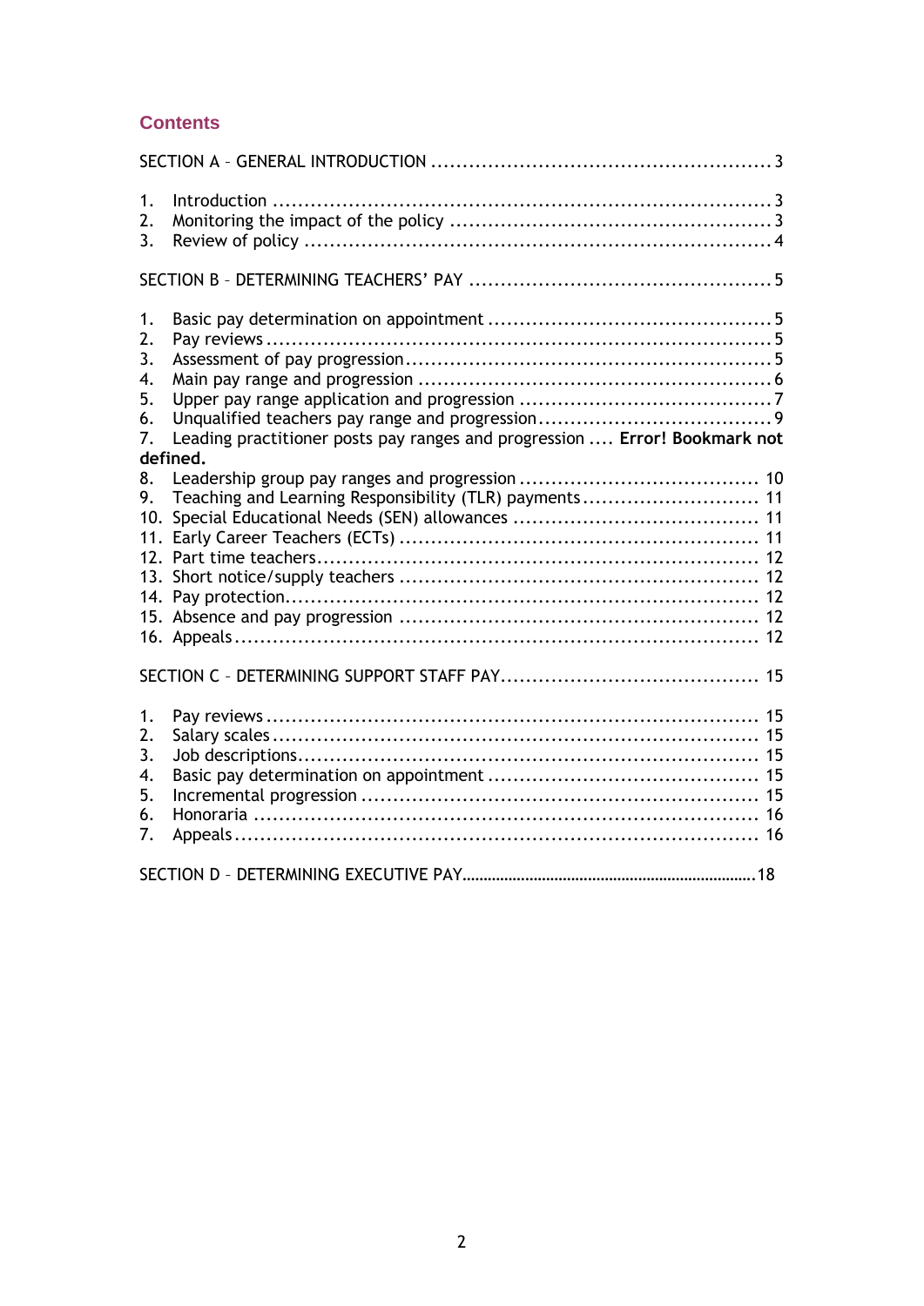## Contents

SECTION A – GENERAL INTRODUCTION ..... 3

1. Introduction ..... 3
2. Monitoring the impact of the policy ..... 3
3. Review of policy ..... 4

SECTION B – DETERMINING TEACHERS' PAY ..... 5

1. Basic pay determination on appointment ..... 5
2. Pay reviews ..... 5
3. Assessment of pay progression ..... 5
4. Main pay range and progression ..... 6
5. Upper pay range application and progression ..... 7
6. Unqualified teachers pay range and progression ..... 9
7. Leading practitioner posts pay ranges and progression .... **Error! Bookmark not defined.**
8. Leadership group pay ranges and progression ..... 10
9. Teaching and Learning Responsibility (TLR) payments ..... 11
10. Special Educational Needs (SEN) allowances ..... 11
11. Early Career Teachers (ECTs) ..... 11
12. Part time teachers ..... 12
13. Short notice/supply teachers ..... 12
14. Pay protection ..... 12
15. Absence and pay progression ..... 12
16. Appeals ..... 12

SECTION C – DETERMINING SUPPORT STAFF PAY ..... 15

1. Pay reviews ..... 15
2. Salary scales ..... 15
3. Job descriptions ..... 15
4. Basic pay determination on appointment ..... 15
5. Incremental progression ..... 15
6. Honoraria ..... 16
7. Appeals ..... 16

SECTION D – DETERMINING EXECUTIVE PAY ..... 18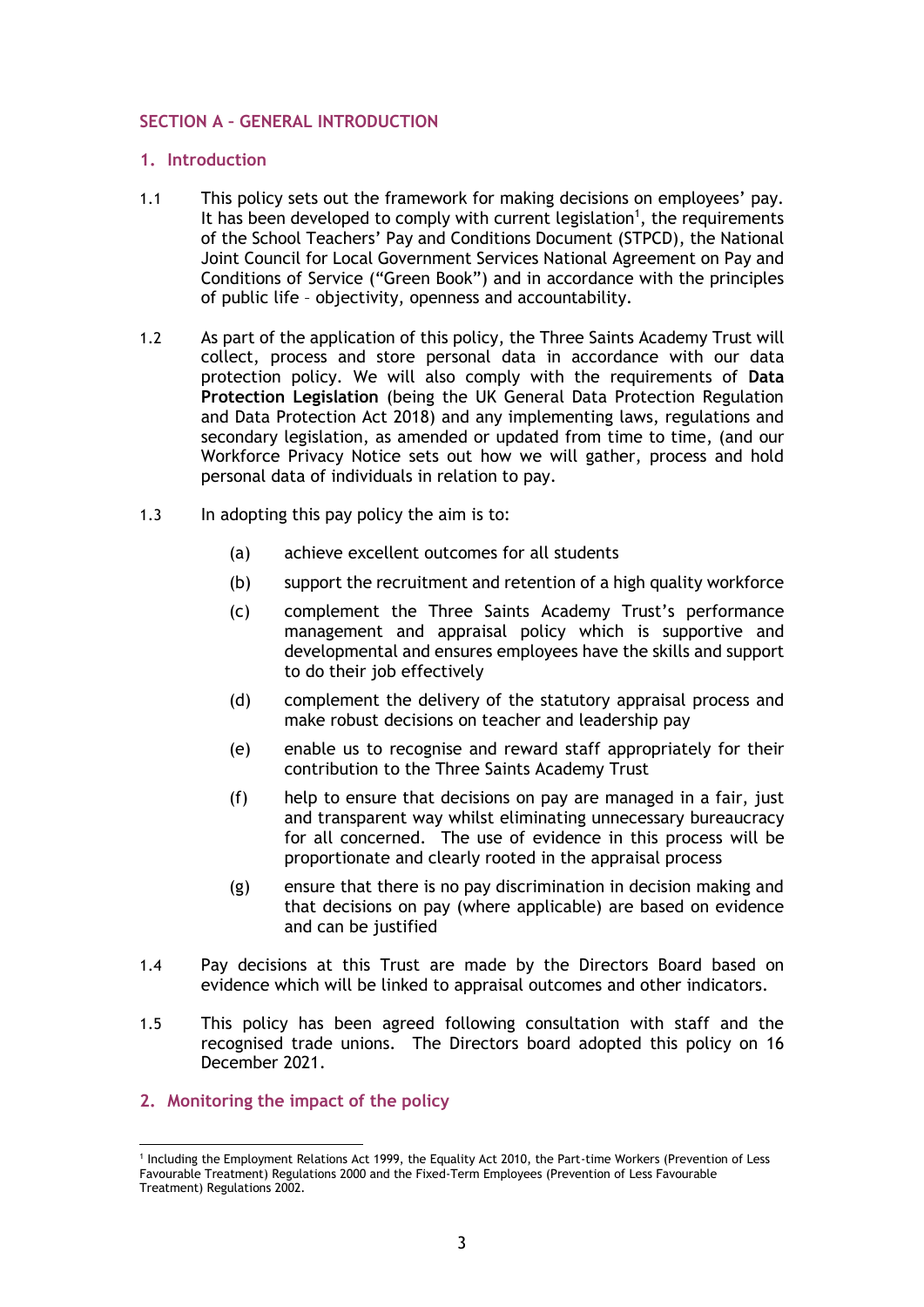## SECTION A – GENERAL INTRODUCTION

### 1. Introduction

1.1 This policy sets out the framework for making decisions on employees' pay. It has been developed to comply with current legislation[1], the requirements of the School Teachers' Pay and Conditions Document (STPCD), the National Joint Council for Local Government Services National Agreement on Pay and Conditions of Service ("Green Book") and in accordance with the principles of public life – objectivity, openness and accountability.

1.2 As part of the application of this policy, the Three Saints Academy Trust will collect, process and store personal data in accordance with our data protection policy. We will also comply with the requirements of **Data Protection Legislation** (being the UK General Data Protection Regulation and Data Protection Act 2018) and any implementing laws, regulations and secondary legislation, as amended or updated from time to time, (and our Workforce Privacy Notice sets out how we will gather, process and hold personal data of individuals in relation to pay.

1.3 In adopting this pay policy the aim is to:

(a) achieve excellent outcomes for all students

(b) support the recruitment and retention of a high quality workforce

(c) complement the Three Saints Academy Trust's performance management and appraisal policy which is supportive and developmental and ensures employees have the skills and support to do their job effectively

(d) complement the delivery of the statutory appraisal process and make robust decisions on teacher and leadership pay

(e) enable us to recognise and reward staff appropriately for their contribution to the Three Saints Academy Trust

(f) help to ensure that decisions on pay are managed in a fair, just and transparent way whilst eliminating unnecessary bureaucracy for all concerned. The use of evidence in this process will be proportionate and clearly rooted in the appraisal process

(g) ensure that there is no pay discrimination in decision making and that decisions on pay (where applicable) are based on evidence and can be justified

1.4 Pay decisions at this Trust are made by the Directors Board based on evidence which will be linked to appraisal outcomes and other indicators.

1.5 This policy has been agreed following consultation with staff and the recognised trade unions. The Directors board adopted this policy on 16 December 2021.

### 2. Monitoring the impact of the policy

[1] Including the Employment Relations Act 1999, the Equality Act 2010, the Part-time Workers (Prevention of Less Favourable Treatment) Regulations 2000 and the Fixed-Term Employees (Prevention of Less Favourable Treatment) Regulations 2002.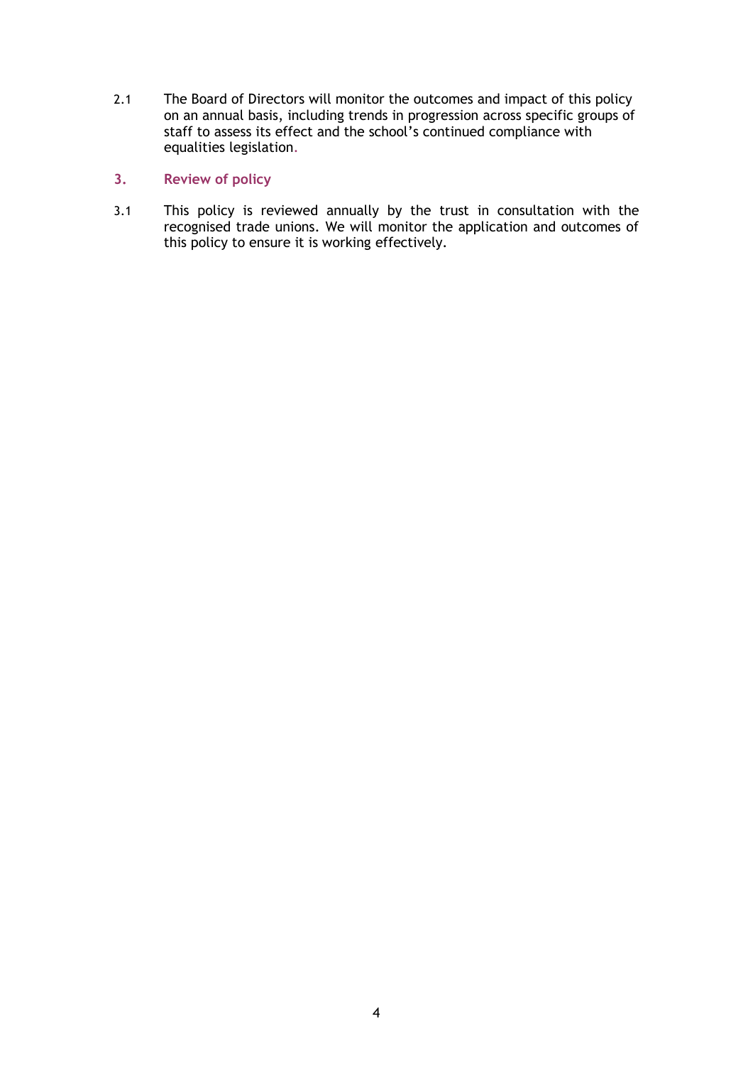2.1 The Board of Directors will monitor the outcomes and impact of this policy on an annual basis, including trends in progression across specific groups of staff to assess its effect and the school's continued compliance with equalities legislation.

## 3. Review of policy

3.1 This policy is reviewed annually by the trust in consultation with the recognised trade unions. We will monitor the application and outcomes of this policy to ensure it is working effectively.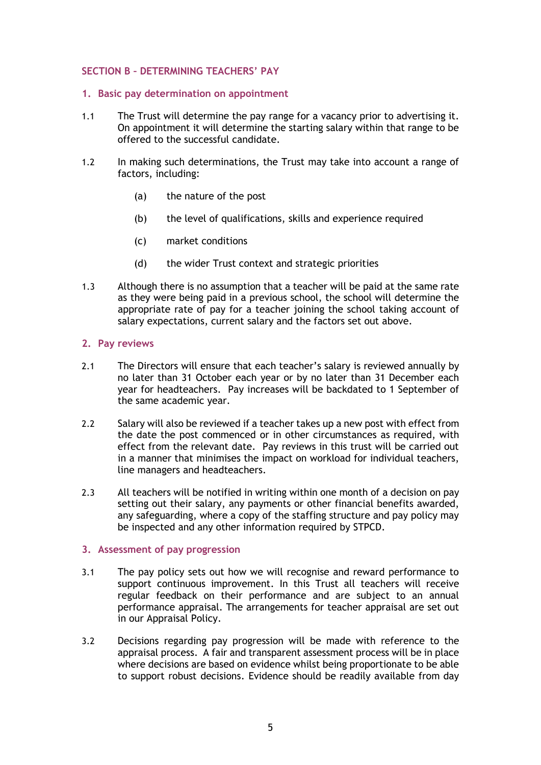## SECTION B – DETERMINING TEACHERS' PAY

### 1. Basic pay determination on appointment

1.1 The Trust will determine the pay range for a vacancy prior to advertising it. On appointment it will determine the starting salary within that range to be offered to the successful candidate.

1.2 In making such determinations, the Trust may take into account a range of factors, including:

- (a) the nature of the post
- (b) the level of qualifications, skills and experience required
- (c) market conditions
- (d) the wider Trust context and strategic priorities

1.3 Although there is no assumption that a teacher will be paid at the same rate as they were being paid in a previous school, the school will determine the appropriate rate of pay for a teacher joining the school taking account of salary expectations, current salary and the factors set out above.

### 2. Pay reviews

2.1 The Directors will ensure that each teacher's salary is reviewed annually by no later than 31 October each year or by no later than 31 December each year for headteachers. Pay increases will be backdated to 1 September of the same academic year.

2.2 Salary will also be reviewed if a teacher takes up a new post with effect from the date the post commenced or in other circumstances as required, with effect from the relevant date. Pay reviews in this trust will be carried out in a manner that minimises the impact on workload for individual teachers, line managers and headteachers.

2.3 All teachers will be notified in writing within one month of a decision on pay setting out their salary, any payments or other financial benefits awarded, any safeguarding, where a copy of the staffing structure and pay policy may be inspected and any other information required by STPCD.

### 3. Assessment of pay progression

3.1 The pay policy sets out how we will recognise and reward performance to support continuous improvement. In this Trust all teachers will receive regular feedback on their performance and are subject to an annual performance appraisal. The arrangements for teacher appraisal are set out in our Appraisal Policy.

3.2 Decisions regarding pay progression will be made with reference to the appraisal process. A fair and transparent assessment process will be in place where decisions are based on evidence whilst being proportionate to be able to support robust decisions. Evidence should be readily available from day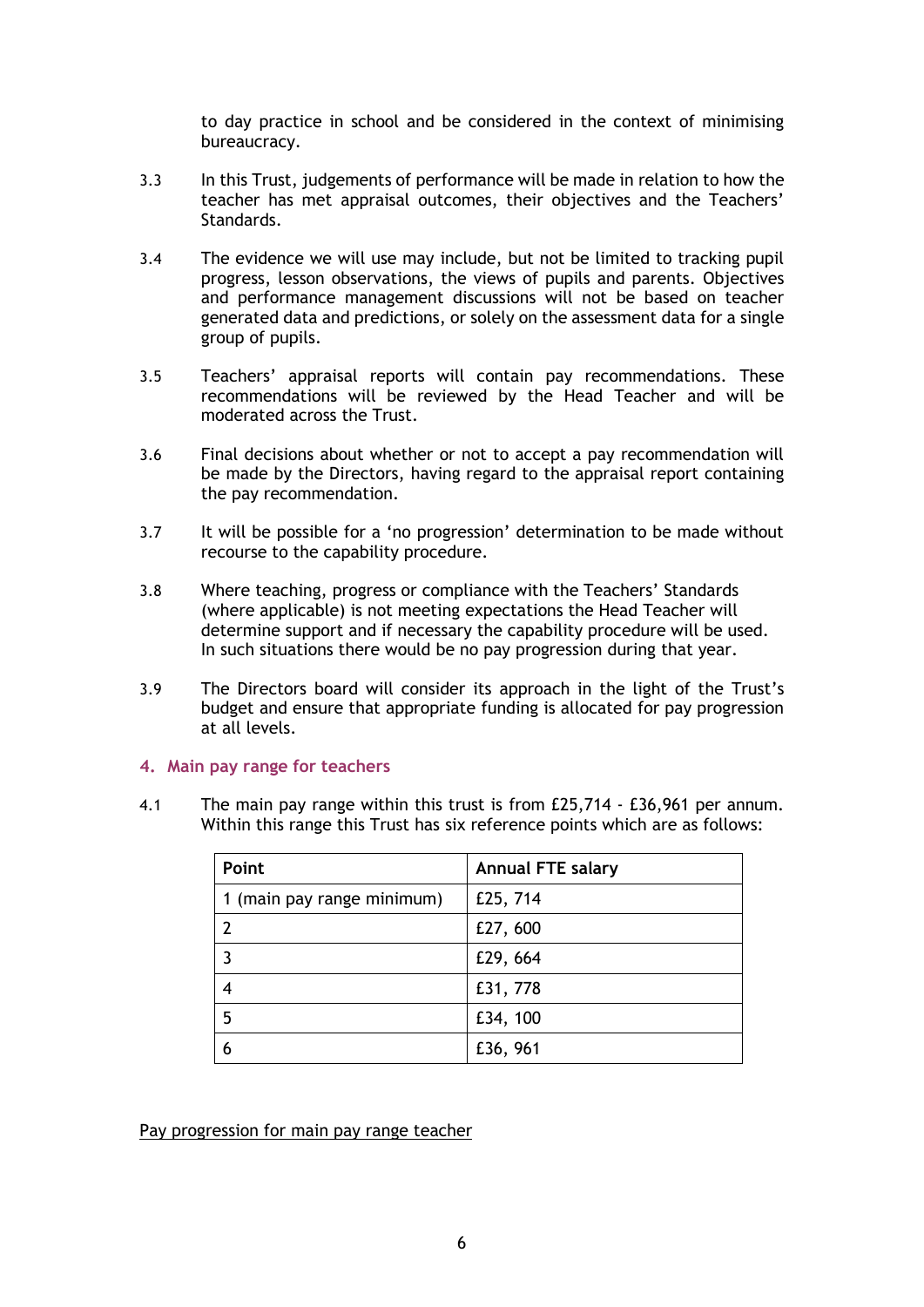to day practice in school and be considered in the context of minimising bureaucracy.

3.3 In this Trust, judgements of performance will be made in relation to how the teacher has met appraisal outcomes, their objectives and the Teachers' Standards.

3.4 The evidence we will use may include, but not be limited to tracking pupil progress, lesson observations, the views of pupils and parents. Objectives and performance management discussions will not be based on teacher generated data and predictions, or solely on the assessment data for a single group of pupils.

3.5 Teachers' appraisal reports will contain pay recommendations. These recommendations will be reviewed by the Head Teacher and will be moderated across the Trust.

3.6 Final decisions about whether or not to accept a pay recommendation will be made by the Directors, having regard to the appraisal report containing the pay recommendation.

3.7 It will be possible for a 'no progression' determination to be made without recourse to the capability procedure.

3.8 Where teaching, progress or compliance with the Teachers' Standards (where applicable) is not meeting expectations the Head Teacher will determine support and if necessary the capability procedure will be used. In such situations there would be no pay progression during that year.

3.9 The Directors board will consider its approach in the light of the Trust's budget and ensure that appropriate funding is allocated for pay progression at all levels.

## 4. Main pay range for teachers

4.1 The main pay range within this trust is from £25,714 - £36,961 per annum. Within this range this Trust has six reference points which are as follows:

| Point | Annual FTE salary |
|---|---|
| 1 (main pay range minimum) | £25, 714 |
| 2 | £27, 600 |
| 3 | £29, 664 |
| 4 | £31, 778 |
| 5 | £34, 100 |
| 6 | £36, 961 |

Pay progression for main pay range teacher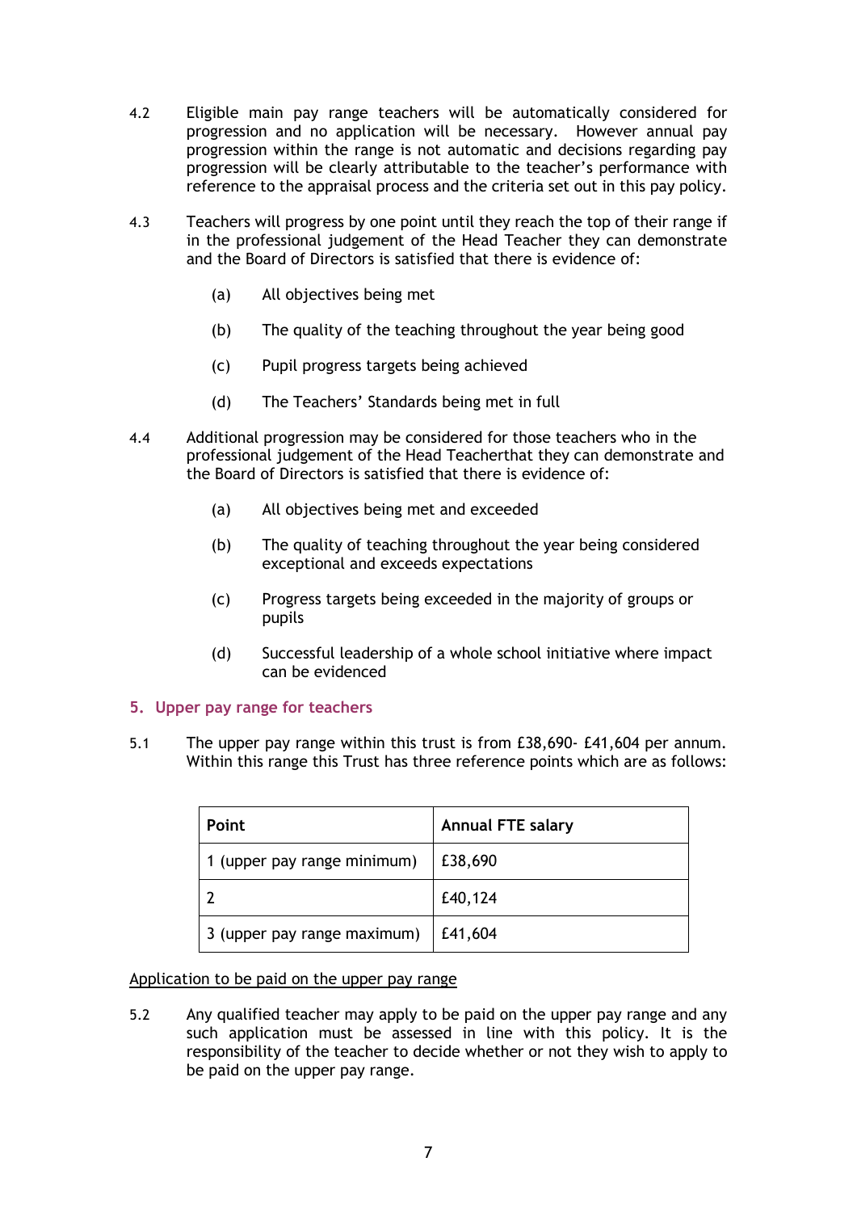4.2 Eligible main pay range teachers will be automatically considered for progression and no application will be necessary. However annual pay progression within the range is not automatic and decisions regarding pay progression will be clearly attributable to the teacher's performance with reference to the appraisal process and the criteria set out in this pay policy.

4.3 Teachers will progress by one point until they reach the top of their range if in the professional judgement of the Head Teacher they can demonstrate and the Board of Directors is satisfied that there is evidence of:

(a) All objectives being met

(b) The quality of the teaching throughout the year being good

(c) Pupil progress targets being achieved

(d) The Teachers' Standards being met in full

4.4 Additional progression may be considered for those teachers who in the professional judgement of the Head Teacherthat they can demonstrate and the Board of Directors is satisfied that there is evidence of:

(a) All objectives being met and exceeded

(b) The quality of teaching throughout the year being considered exceptional and exceeds expectations

(c) Progress targets being exceeded in the majority of groups or pupils

(d) Successful leadership of a whole school initiative where impact can be evidenced

## 5. Upper pay range for teachers

5.1 The upper pay range within this trust is from £38,690- £41,604 per annum. Within this range this Trust has three reference points which are as follows:

| Point | Annual FTE salary |
|---|---|
| 1 (upper pay range minimum) | £38,690 |
| 2 | £40,124 |
| 3 (upper pay range maximum) | £41,604 |

<u>Application to be paid on the upper pay range</u>

5.2 Any qualified teacher may apply to be paid on the upper pay range and any such application must be assessed in line with this policy. It is the responsibility of the teacher to decide whether or not they wish to apply to be paid on the upper pay range.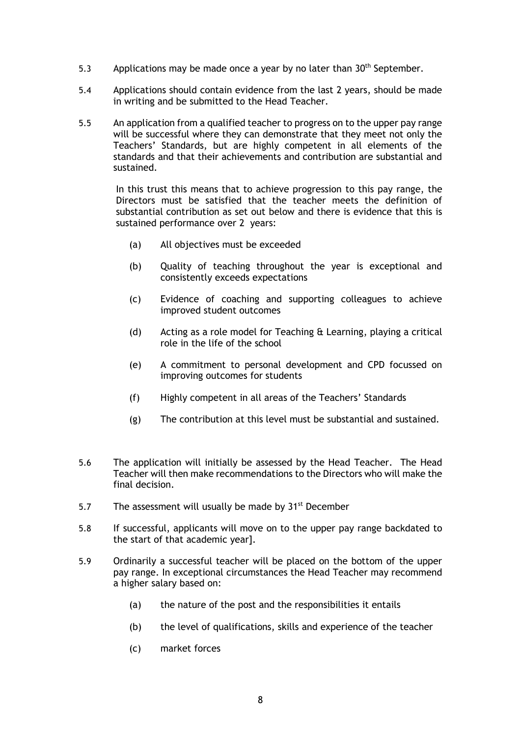5.3 Applications may be made once a year by no later than 30th September.

5.4 Applications should contain evidence from the last 2 years, should be made in writing and be submitted to the Head Teacher.

5.5 An application from a qualified teacher to progress on to the upper pay range will be successful where they can demonstrate that they meet not only the Teachers' Standards, but are highly competent in all elements of the standards and that their achievements and contribution are substantial and sustained.

In this trust this means that to achieve progression to this pay range, the Directors must be satisfied that the teacher meets the definition of substantial contribution as set out below and there is evidence that this is sustained performance over 2 years:

- (a) All objectives must be exceeded
- (b) Quality of teaching throughout the year is exceptional and consistently exceeds expectations
- (c) Evidence of coaching and supporting colleagues to achieve improved student outcomes
- (d) Acting as a role model for Teaching & Learning, playing a critical role in the life of the school
- (e) A commitment to personal development and CPD focussed on improving outcomes for students
- (f) Highly competent in all areas of the Teachers' Standards
- (g) The contribution at this level must be substantial and sustained.

5.6 The application will initially be assessed by the Head Teacher. The Head Teacher will then make recommendations to the Directors who will make the final decision.

5.7 The assessment will usually be made by 31st December

5.8 If successful, applicants will move on to the upper pay range backdated to the start of that academic year].

5.9 Ordinarily a successful teacher will be placed on the bottom of the upper pay range. In exceptional circumstances the Head Teacher may recommend a higher salary based on:

- (a) the nature of the post and the responsibilities it entails
- (b) the level of qualifications, skills and experience of the teacher
- (c) market forces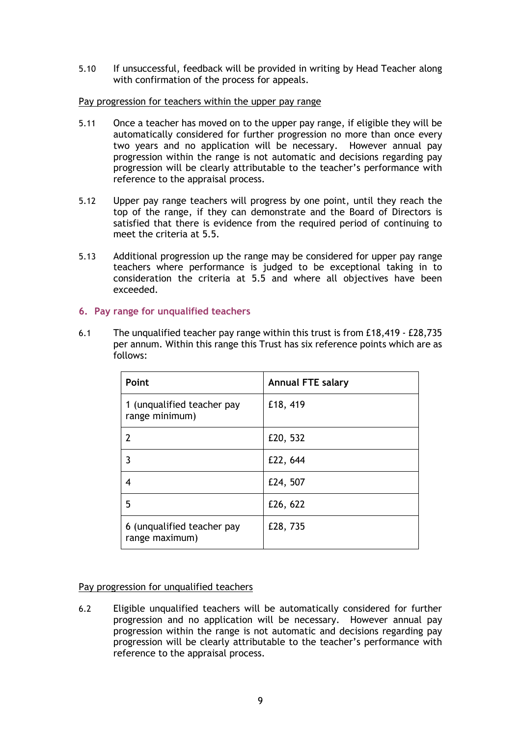5.10 If unsuccessful, feedback will be provided in writing by Head Teacher along with confirmation of the process for appeals.

Pay progression for teachers within the upper pay range

5.11 Once a teacher has moved on to the upper pay range, if eligible they will be automatically considered for further progression no more than once every two years and no application will be necessary. However annual pay progression within the range is not automatic and decisions regarding pay progression will be clearly attributable to the teacher's performance with reference to the appraisal process.

5.12 Upper pay range teachers will progress by one point, until they reach the top of the range, if they can demonstrate and the Board of Directors is satisfied that there is evidence from the required period of continuing to meet the criteria at 5.5.

5.13 Additional progression up the range may be considered for upper pay range teachers where performance is judged to be exceptional taking in to consideration the criteria at 5.5 and where all objectives have been exceeded.

## 6. Pay range for unqualified teachers

6.1 The unqualified teacher pay range within this trust is from £18,419 - £28,735 per annum. Within this range this Trust has six reference points which are as follows:

| Point | Annual FTE salary |
|---|---|
| 1 (unqualified teacher pay range minimum) | £18, 419 |
| 2 | £20, 532 |
| 3 | £22, 644 |
| 4 | £24, 507 |
| 5 | £26, 622 |
| 6 (unqualified teacher pay range maximum) | £28, 735 |

Pay progression for unqualified teachers

6.2 Eligible unqualified teachers will be automatically considered for further progression and no application will be necessary. However annual pay progression within the range is not automatic and decisions regarding pay progression will be clearly attributable to the teacher's performance with reference to the appraisal process.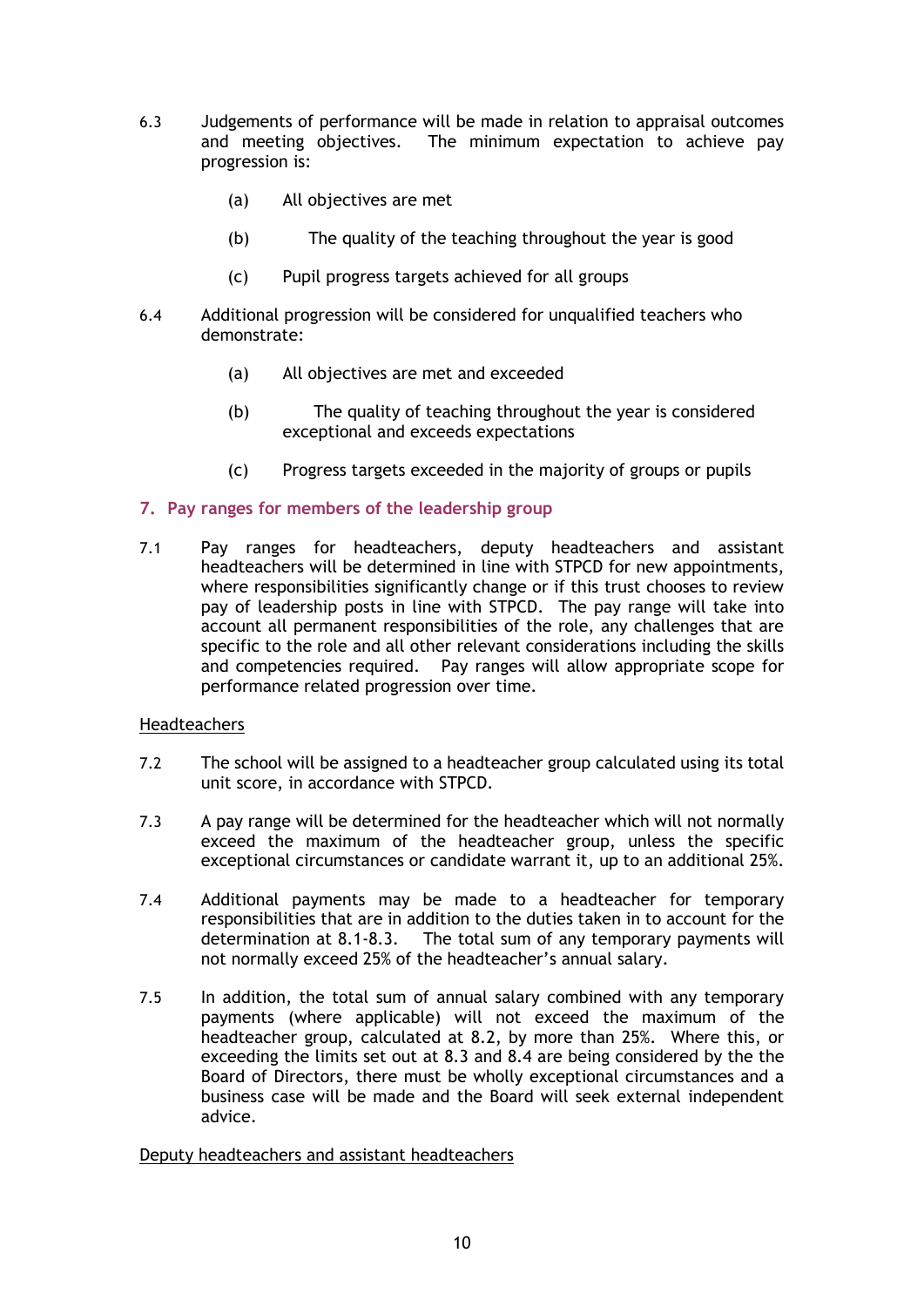6.3 Judgements of performance will be made in relation to appraisal outcomes and meeting objectives. The minimum expectation to achieve pay progression is:

(a) All objectives are met

(b) The quality of the teaching throughout the year is good

(c) Pupil progress targets achieved for all groups

6.4 Additional progression will be considered for unqualified teachers who demonstrate:

(a) All objectives are met and exceeded

(b) The quality of teaching throughout the year is considered exceptional and exceeds expectations

(c) Progress targets exceeded in the majority of groups or pupils

## 7. Pay ranges for members of the leadership group

7.1 Pay ranges for headteachers, deputy headteachers and assistant headteachers will be determined in line with STPCD for new appointments, where responsibilities significantly change or if this trust chooses to review pay of leadership posts in line with STPCD. The pay range will take into account all permanent responsibilities of the role, any challenges that are specific to the role and all other relevant considerations including the skills and competencies required. Pay ranges will allow appropriate scope for performance related progression over time.

Headteachers

7.2 The school will be assigned to a headteacher group calculated using its total unit score, in accordance with STPCD.

7.3 A pay range will be determined for the headteacher which will not normally exceed the maximum of the headteacher group, unless the specific exceptional circumstances or candidate warrant it, up to an additional 25%.

7.4 Additional payments may be made to a headteacher for temporary responsibilities that are in addition to the duties taken in to account for the determination at 8.1-8.3. The total sum of any temporary payments will not normally exceed 25% of the headteacher's annual salary.

7.5 In addition, the total sum of annual salary combined with any temporary payments (where applicable) will not exceed the maximum of the headteacher group, calculated at 8.2, by more than 25%. Where this, or exceeding the limits set out at 8.3 and 8.4 are being considered by the the Board of Directors, there must be wholly exceptional circumstances and a business case will be made and the Board will seek external independent advice.

Deputy headteachers and assistant headteachers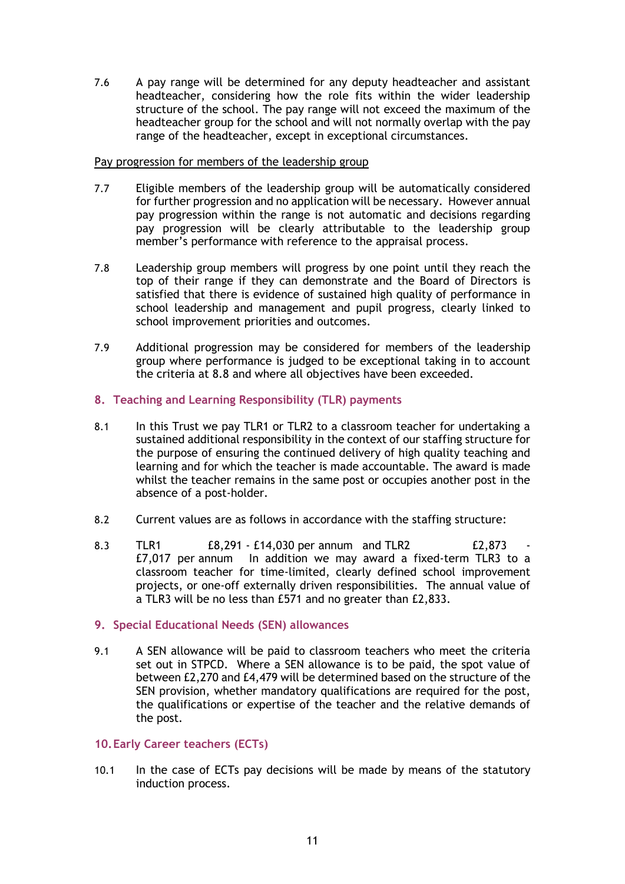7.6 A pay range will be determined for any deputy headteacher and assistant headteacher, considering how the role fits within the wider leadership structure of the school. The pay range will not exceed the maximum of the headteacher group for the school and will not normally overlap with the pay range of the headteacher, except in exceptional circumstances.

Pay progression for members of the leadership group

7.7 Eligible members of the leadership group will be automatically considered for further progression and no application will be necessary. However annual pay progression within the range is not automatic and decisions regarding pay progression will be clearly attributable to the leadership group member's performance with reference to the appraisal process.

7.8 Leadership group members will progress by one point until they reach the top of their range if they can demonstrate and the Board of Directors is satisfied that there is evidence of sustained high quality of performance in school leadership and management and pupil progress, clearly linked to school improvement priorities and outcomes.

7.9 Additional progression may be considered for members of the leadership group where performance is judged to be exceptional taking in to account the criteria at 8.8 and where all objectives have been exceeded.

## 8. Teaching and Learning Responsibility (TLR) payments

8.1 In this Trust we pay TLR1 or TLR2 to a classroom teacher for undertaking a sustained additional responsibility in the context of our staffing structure for the purpose of ensuring the continued delivery of high quality teaching and learning and for which the teacher is made accountable. The award is made whilst the teacher remains in the same post or occupies another post in the absence of a post-holder.

8.2 Current values are as follows in accordance with the staffing structure:

8.3 TLR1 £8,291 - £14,030 per annum and TLR2 £2,873 - £7,017 per annum In addition we may award a fixed-term TLR3 to a classroom teacher for time-limited, clearly defined school improvement projects, or one-off externally driven responsibilities. The annual value of a TLR3 will be no less than £571 and no greater than £2,833.

## 9. Special Educational Needs (SEN) allowances

9.1 A SEN allowance will be paid to classroom teachers who meet the criteria set out in STPCD. Where a SEN allowance is to be paid, the spot value of between £2,270 and £4,479 will be determined based on the structure of the SEN provision, whether mandatory qualifications are required for the post, the qualifications or expertise of the teacher and the relative demands of the post.

## 10. Early Career teachers (ECTs)

10.1 In the case of ECTs pay decisions will be made by means of the statutory induction process.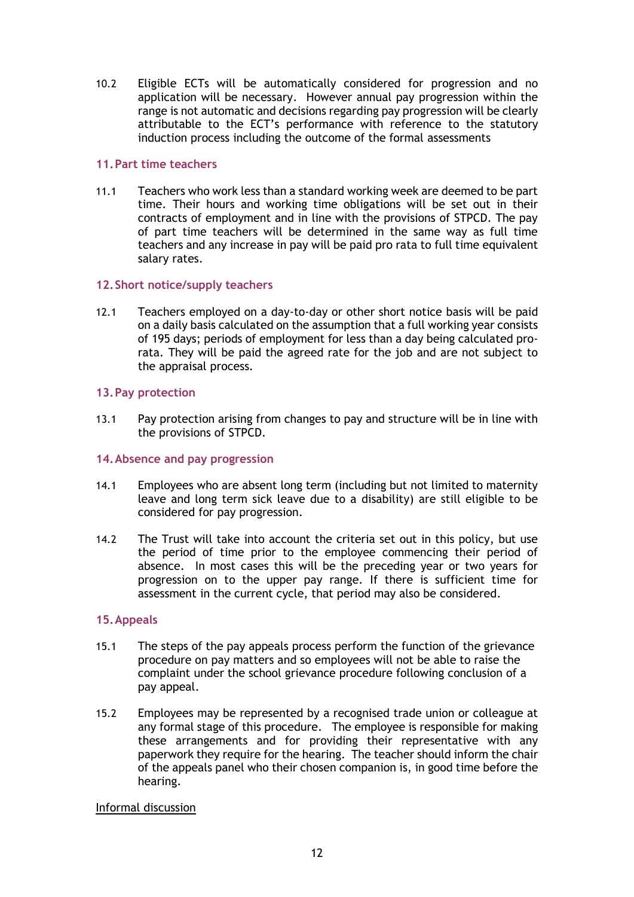10.2 Eligible ECTs will be automatically considered for progression and no application will be necessary. However annual pay progression within the range is not automatic and decisions regarding pay progression will be clearly attributable to the ECT's performance with reference to the statutory induction process including the outcome of the formal assessments

## 11. Part time teachers

11.1 Teachers who work less than a standard working week are deemed to be part time. Their hours and working time obligations will be set out in their contracts of employment and in line with the provisions of STPCD. The pay of part time teachers will be determined in the same way as full time teachers and any increase in pay will be paid pro rata to full time equivalent salary rates.

## 12. Short notice/supply teachers

12.1 Teachers employed on a day-to-day or other short notice basis will be paid on a daily basis calculated on the assumption that a full working year consists of 195 days; periods of employment for less than a day being calculated pro-rata. They will be paid the agreed rate for the job and are not subject to the appraisal process.

## 13. Pay protection

13.1 Pay protection arising from changes to pay and structure will be in line with the provisions of STPCD.

## 14. Absence and pay progression

14.1 Employees who are absent long term (including but not limited to maternity leave and long term sick leave due to a disability) are still eligible to be considered for pay progression.

14.2 The Trust will take into account the criteria set out in this policy, but use the period of time prior to the employee commencing their period of absence. In most cases this will be the preceding year or two years for progression on to the upper pay range. If there is sufficient time for assessment in the current cycle, that period may also be considered.

## 15. Appeals

15.1 The steps of the pay appeals process perform the function of the grievance procedure on pay matters and so employees will not be able to raise the complaint under the school grievance procedure following conclusion of a pay appeal.

15.2 Employees may be represented by a recognised trade union or colleague at any formal stage of this procedure. The employee is responsible for making these arrangements and for providing their representative with any paperwork they require for the hearing. The teacher should inform the chair of the appeals panel who their chosen companion is, in good time before the hearing.

<u>Informal discussion</u>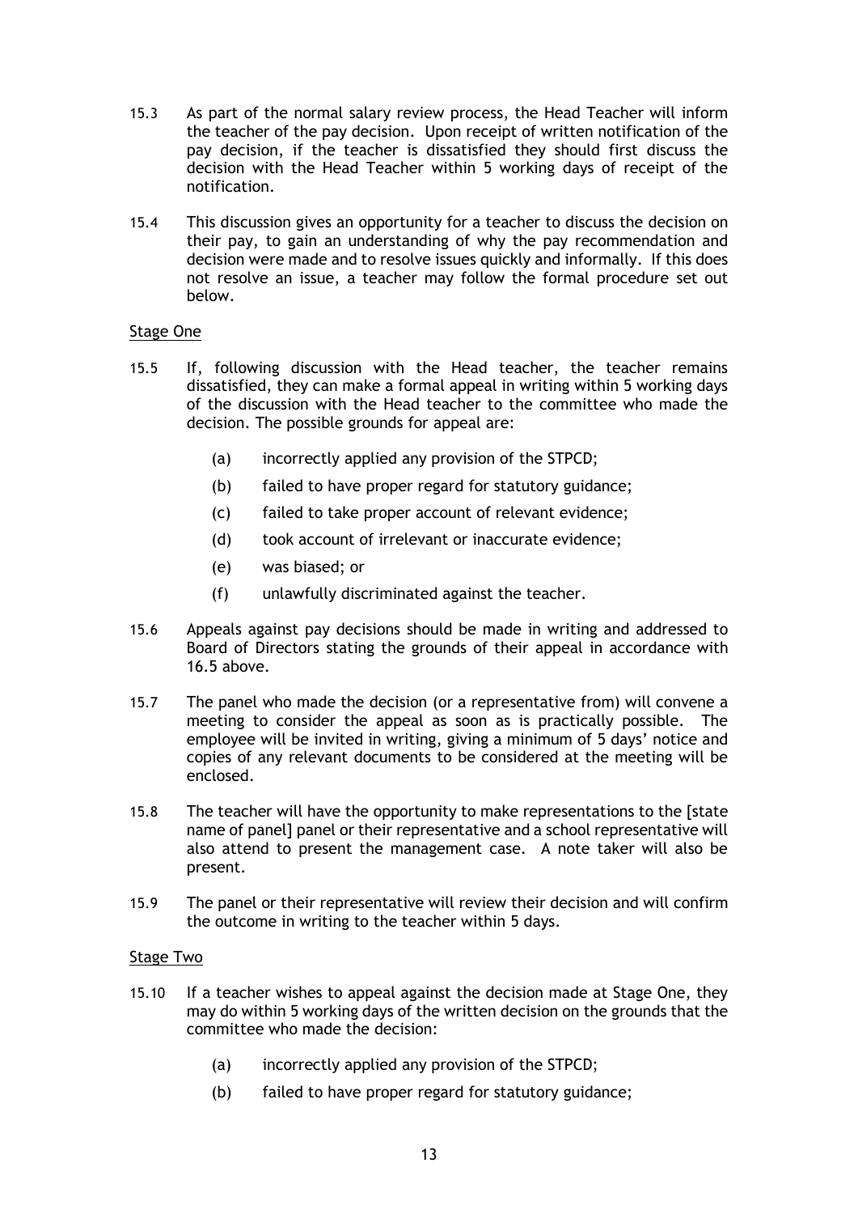15.3 As part of the normal salary review process, the Head Teacher will inform the teacher of the pay decision. Upon receipt of written notification of the pay decision, if the teacher is dissatisfied they should first discuss the decision with the Head Teacher within 5 working days of receipt of the notification.

15.4 This discussion gives an opportunity for a teacher to discuss the decision on their pay, to gain an understanding of why the pay recommendation and decision were made and to resolve issues quickly and informally. If this does not resolve an issue, a teacher may follow the formal procedure set out below.

Stage One

15.5 If, following discussion with the Head teacher, the teacher remains dissatisfied, they can make a formal appeal in writing within 5 working days of the discussion with the Head teacher to the committee who made the decision. The possible grounds for appeal are:

(a) incorrectly applied any provision of the STPCD;

(b) failed to have proper regard for statutory guidance;

(c) failed to take proper account of relevant evidence;

(d) took account of irrelevant or inaccurate evidence;

(e) was biased; or

(f) unlawfully discriminated against the teacher.

15.6 Appeals against pay decisions should be made in writing and addressed to Board of Directors stating the grounds of their appeal in accordance with 16.5 above.

15.7 The panel who made the decision (or a representative from) will convene a meeting to consider the appeal as soon as is practically possible. The employee will be invited in writing, giving a minimum of 5 days' notice and copies of any relevant documents to be considered at the meeting will be enclosed.

15.8 The teacher will have the opportunity to make representations to the [state name of panel] panel or their representative and a school representative will also attend to present the management case. A note taker will also be present.

15.9 The panel or their representative will review their decision and will confirm the outcome in writing to the teacher within 5 days.

Stage Two

15.10 If a teacher wishes to appeal against the decision made at Stage One, they may do within 5 working days of the written decision on the grounds that the committee who made the decision:

(a) incorrectly applied any provision of the STPCD;

(b) failed to have proper regard for statutory guidance;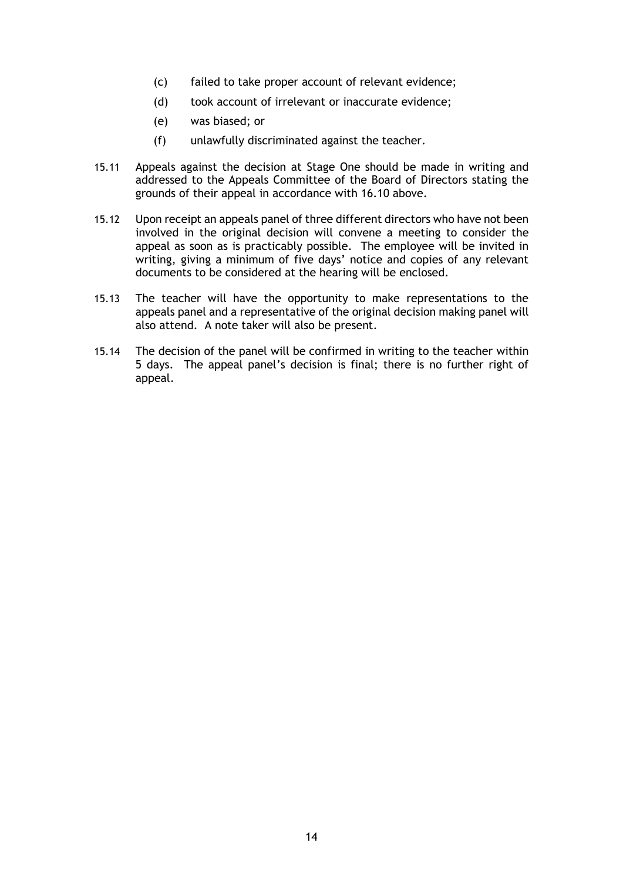(c) failed to take proper account of relevant evidence;

(d) took account of irrelevant or inaccurate evidence;

(e) was biased; or

(f) unlawfully discriminated against the teacher.

15.11 Appeals against the decision at Stage One should be made in writing and addressed to the Appeals Committee of the Board of Directors stating the grounds of their appeal in accordance with 16.10 above.

15.12 Upon receipt an appeals panel of three different directors who have not been involved in the original decision will convene a meeting to consider the appeal as soon as is practicably possible. The employee will be invited in writing, giving a minimum of five days' notice and copies of any relevant documents to be considered at the hearing will be enclosed.

15.13 The teacher will have the opportunity to make representations to the appeals panel and a representative of the original decision making panel will also attend. A note taker will also be present.

15.14 The decision of the panel will be confirmed in writing to the teacher within 5 days. The appeal panel's decision is final; there is no further right of appeal.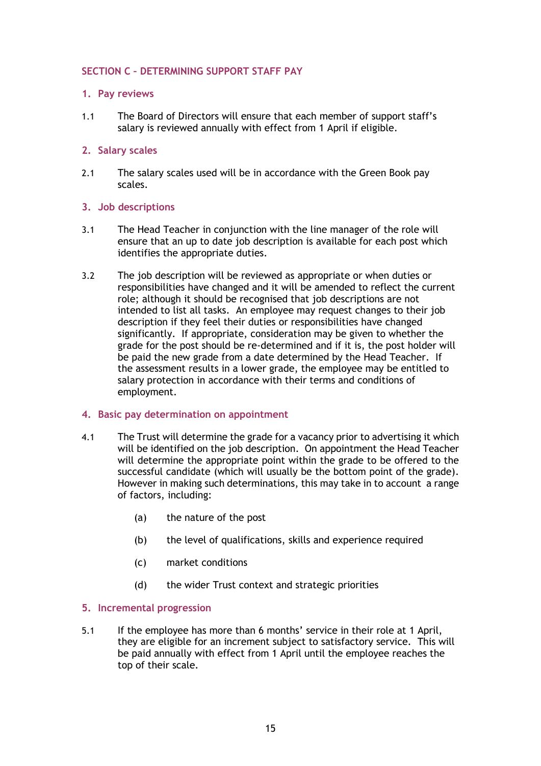## SECTION C – DETERMINING SUPPORT STAFF PAY

### 1. Pay reviews

1.1 The Board of Directors will ensure that each member of support staff's salary is reviewed annually with effect from 1 April if eligible.

### 2. Salary scales

2.1 The salary scales used will be in accordance with the Green Book pay scales.

### 3. Job descriptions

3.1 The Head Teacher in conjunction with the line manager of the role will ensure that an up to date job description is available for each post which identifies the appropriate duties.

3.2 The job description will be reviewed as appropriate or when duties or responsibilities have changed and it will be amended to reflect the current role; although it should be recognised that job descriptions are not intended to list all tasks. An employee may request changes to their job description if they feel their duties or responsibilities have changed significantly. If appropriate, consideration may be given to whether the grade for the post should be re-determined and if it is, the post holder will be paid the new grade from a date determined by the Head Teacher. If the assessment results in a lower grade, the employee may be entitled to salary protection in accordance with their terms and conditions of employment.

### 4. Basic pay determination on appointment

4.1 The Trust will determine the grade for a vacancy prior to advertising it which will be identified on the job description. On appointment the Head Teacher will determine the appropriate point within the grade to be offered to the successful candidate (which will usually be the bottom point of the grade). However in making such determinations, this may take in to account a range of factors, including:

(a) the nature of the post

(b) the level of qualifications, skills and experience required

(c) market conditions

(d) the wider Trust context and strategic priorities

### 5. Incremental progression

5.1 If the employee has more than 6 months' service in their role at 1 April, they are eligible for an increment subject to satisfactory service. This will be paid annually with effect from 1 April until the employee reaches the top of their scale.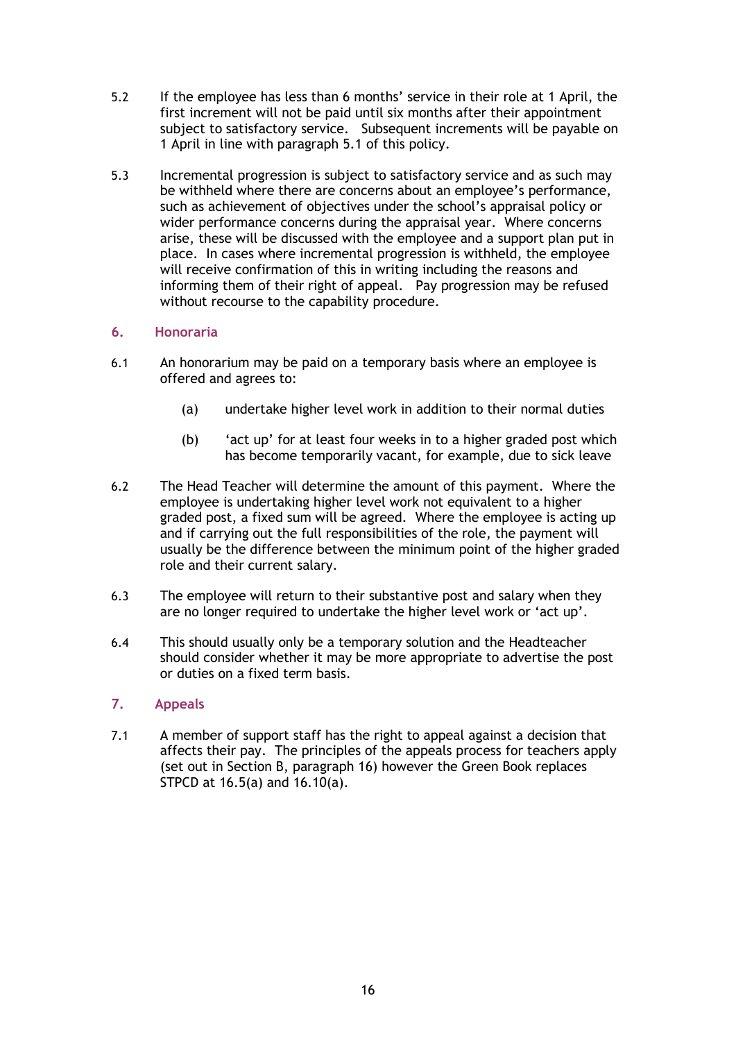5.2 If the employee has less than 6 months' service in their role at 1 April, the first increment will not be paid until six months after their appointment subject to satisfactory service. Subsequent increments will be payable on 1 April in line with paragraph 5.1 of this policy.

5.3 Incremental progression is subject to satisfactory service and as such may be withheld where there are concerns about an employee's performance, such as achievement of objectives under the school's appraisal policy or wider performance concerns during the appraisal year. Where concerns arise, these will be discussed with the employee and a support plan put in place. In cases where incremental progression is withheld, the employee will receive confirmation of this in writing including the reasons and informing them of their right of appeal. Pay progression may be refused without recourse to the capability procedure.

## 6. Honoraria

6.1 An honorarium may be paid on a temporary basis where an employee is offered and agrees to:

(a) undertake higher level work in addition to their normal duties

(b) 'act up' for at least four weeks in to a higher graded post which has become temporarily vacant, for example, due to sick leave

6.2 The Head Teacher will determine the amount of this payment. Where the employee is undertaking higher level work not equivalent to a higher graded post, a fixed sum will be agreed. Where the employee is acting up and if carrying out the full responsibilities of the role, the payment will usually be the difference between the minimum point of the higher graded role and their current salary.

6.3 The employee will return to their substantive post and salary when they are no longer required to undertake the higher level work or 'act up'.

6.4 This should usually only be a temporary solution and the Headteacher should consider whether it may be more appropriate to advertise the post or duties on a fixed term basis.

## 7. Appeals

7.1 A member of support staff has the right to appeal against a decision that affects their pay. The principles of the appeals process for teachers apply (set out in Section B, paragraph 16) however the Green Book replaces STPCD at 16.5(a) and 16.10(a).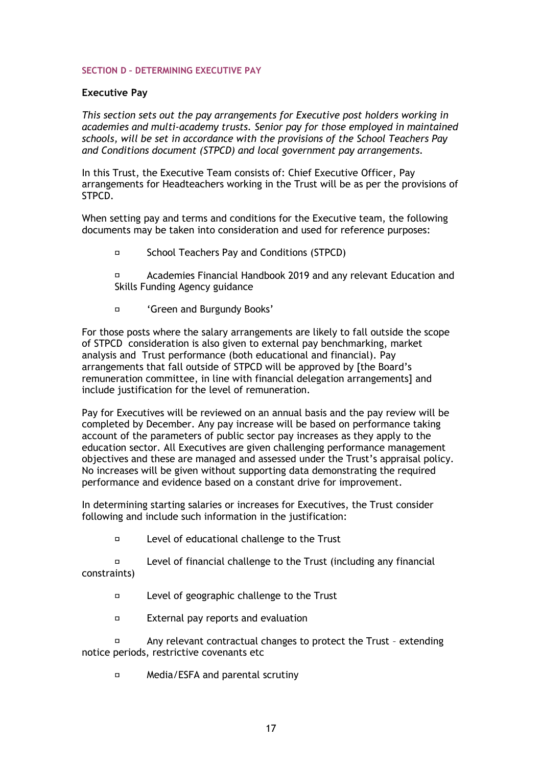## SECTION D – DETERMINING EXECUTIVE PAY

### Executive Pay

*This section sets out the pay arrangements for Executive post holders working in academies and multi-academy trusts. Senior pay for those employed in maintained schools, will be set in accordance with the provisions of the School Teachers Pay and Conditions document (STPCD) and local government pay arrangements.*

In this Trust, the Executive Team consists of: Chief Executive Officer, Pay arrangements for Headteachers working in the Trust will be as per the provisions of STPCD.

When setting pay and terms and conditions for the Executive team, the following documents may be taken into consideration and used for reference purposes:

- School Teachers Pay and Conditions (STPCD)
- Academies Financial Handbook 2019 and any relevant Education and Skills Funding Agency guidance
- 'Green and Burgundy Books'

For those posts where the salary arrangements are likely to fall outside the scope of STPCD consideration is also given to external pay benchmarking, market analysis and Trust performance (both educational and financial). Pay arrangements that fall outside of STPCD will be approved by [the Board's remuneration committee, in line with financial delegation arrangements] and include justification for the level of remuneration.

Pay for Executives will be reviewed on an annual basis and the pay review will be completed by December. Any pay increase will be based on performance taking account of the parameters of public sector pay increases as they apply to the education sector. All Executives are given challenging performance management objectives and these are managed and assessed under the Trust's appraisal policy. No increases will be given without supporting data demonstrating the required performance and evidence based on a constant drive for improvement.

In determining starting salaries or increases for Executives, the Trust consider following and include such information in the justification:

- Level of educational challenge to the Trust
- Level of financial challenge to the Trust (including any financial constraints)
- Level of geographic challenge to the Trust
- External pay reports and evaluation
- Any relevant contractual changes to protect the Trust – extending notice periods, restrictive covenants etc
- Media/ESFA and parental scrutiny